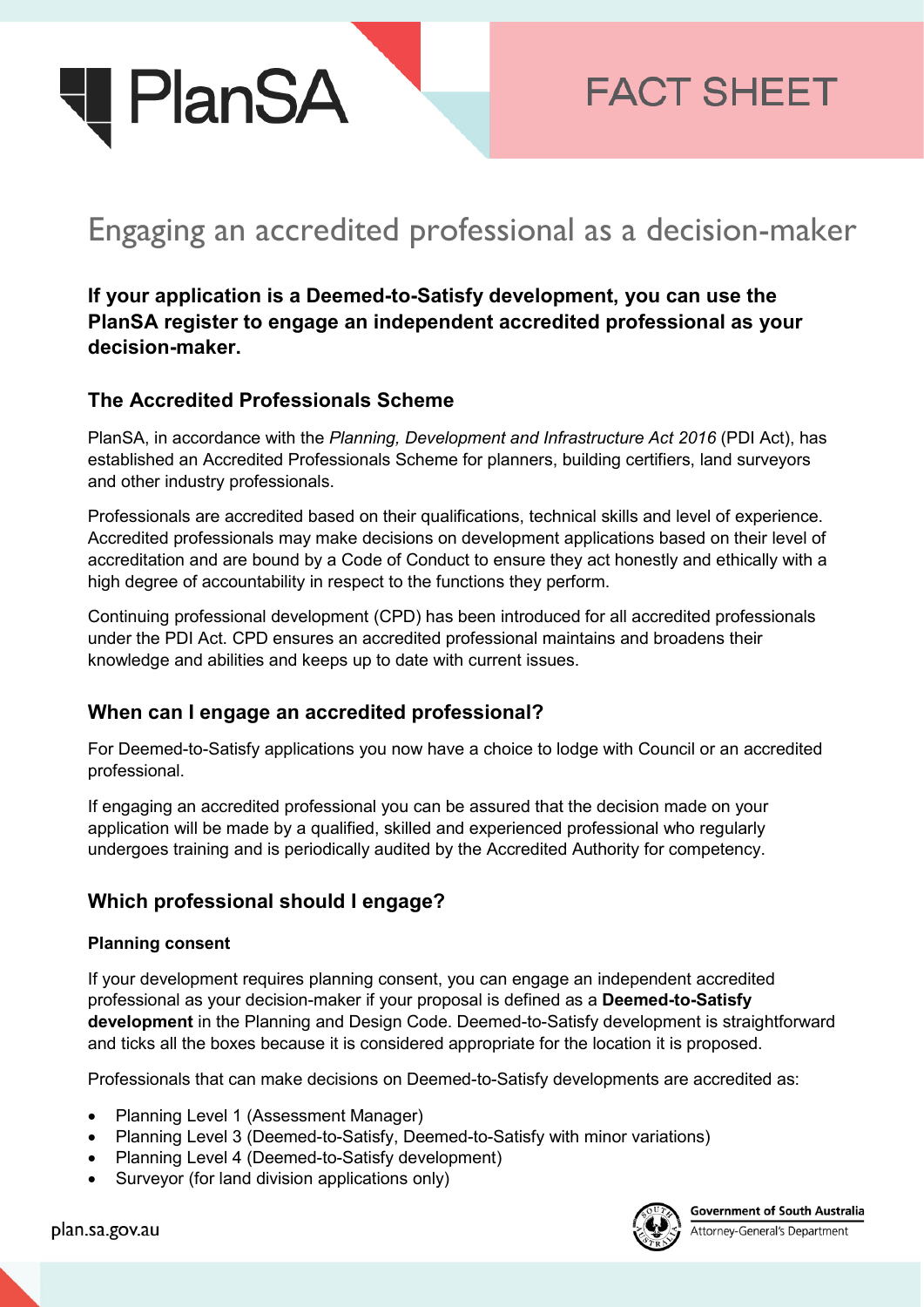FACT SHEET

# Engaging an accredited professional as a decision-maker

**If your application is a Deemed-to-Satisfy development, you can use the PlanSA register to engage an independent accredited professional as your decision-maker.**

## The Accredited Professionals Scheme

PlanSA, in accordance with the *Planning, Development and Infrastructure Act 2016* (PDI Act), has established an Accredited Professionals Scheme for planners, building certifiers, land surveyors and other industry professionals.

Professionals are accredited based on their qualifications, technical skills and level of experience. Accredited professionals may make decisions on development applications based on their level of accreditation and are bound by a Code of Conduct to ensure they act honestly and ethically with a high degree of accountability in respect to the functions they perform.

Continuing professional development (CPD) has been introduced for all accredited professionals under the PDI Act. CPD ensures an accredited professional maintains and broadens their knowledge and abilities and keeps up to date with current issues.

## When can I engage an accredited professional?

For Deemed-to-Satisfy applications you now have a choice to lodge with Council or an accredited professional.

If engaging an accredited professional you can be assured that the decision made on your application will be made by a qualified, skilled and experienced professional who regularly undergoes training and is periodically audited by the Accredited Authority for competency.

## Which professional should I engage?

### Planning consent

If your development requires planning consent, you can engage an independent accredited professional as your decision-maker if your proposal is defined as a **Deemed-to-Satisfy development** in the Planning and Design Code. Deemed-to-Satisfy development is straightforward and ticks all the boxes because it is considered appropriate for the location it is proposed.

Professionals that can make decisions on Deemed-to-Satisfy developments are accredited as:

- Planning Level 1 (Assessment Manager)
- Planning Level 3 (Deemed-to-Satisfy, Deemed-to-Satisfy with minor variations)
- Planning Level 4 (Deemed-to-Satisfy development)
- Surveyor (for land division applications only)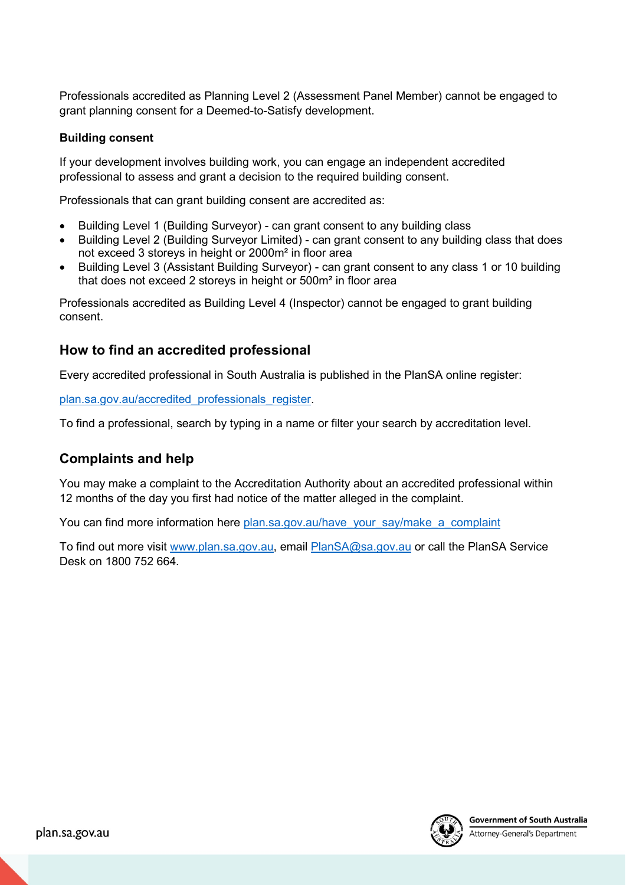Professionals accredited as Planning Level 2 (Assessment Panel Member) cannot be engaged to grant planning consent for a Deemed-to-Satisfy development.

**Building consent**

If your development involves building work, you can engage an independent accredited professional to assess and grant a decision to the required building consent.

Professionals that can grant building consent are accredited as:

- Building Level 1 (Building Surveyor) - can grant consent to any building class
- Building Level 2 (Building Surveyor Limited) - can grant consent to any building class that does not exceed 3 storeys in height or 2000m² in floor area
- Building Level 3 (Assistant Building Surveyor) - can grant consent to any class 1 or 10 building that does not exceed 2 storeys in height or 500m² in floor area

Professionals accredited as Building Level 4 (Inspector) cannot be engaged to grant building consent.

## How to find an accredited professional

Every accredited professional in South Australia is published in the PlanSA online register:

plan.sa.gov.au/accredited_professionals_register.

To find a professional, search by typing in a name or filter your search by accreditation level.

## Complaints and help

You may make a complaint to the Accreditation Authority about an accredited professional within 12 months of the day you first had notice of the matter alleged in the complaint.

You can find more information here plan.sa.gov.au/have_your_say/make_a_complaint

To find out more visit www.plan.sa.gov.au, email PlanSA@sa.gov.au or call the PlanSA Service Desk on 1800 752 664.